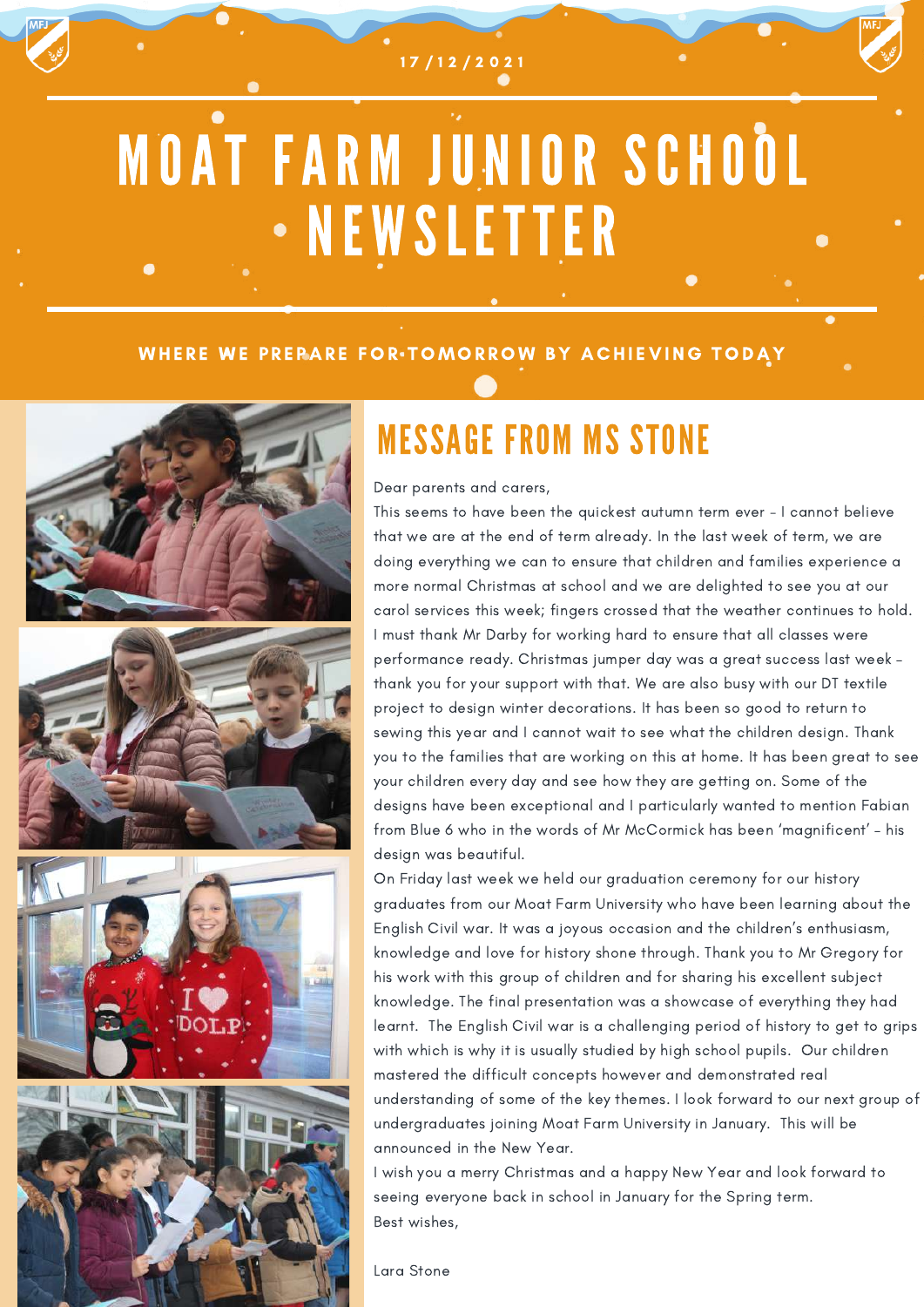17/12/2021

# MOAT FARM JUNIOR SCHOOL NEWSLETTER

**WHERE WE PREPARE FOR TOMORROW BY ACHIEVING TODAY**

## MESSAGE FROM MS STONE

Dear parents and carers,

This seems to have been the quickest autumn term ever - I cannot believe that we are at the end of term already. In the last week of term, we are doing everything we can to ensure that children and families experience a more normal Christmas at school and we are delighted to see you at our carol services this week; fingers crossed that the weather continues to hold. I must thank Mr Darby for working hard to ensure that all classes were performance ready. Christmas jumper day was a great success last week - thank you for your support with that. We are also busy with our DT textile project to design winter decorations. It has been so good to return to sewing this year and I cannot wait to see what the children design. Thank you to the families that are working on this at home. It has been great to see your children every day and see how they are getting on. Some of the designs have been exceptional and I particularly wanted to mention Fabian from Blue 6 who in the words of Mr McCormick has been 'magnificent' - his design was beautiful.

On Friday last week we held our graduation ceremony for our history graduates from our Moat Farm University who have been learning about the English Civil war. It was a joyous occasion and the children's enthusiasm, knowledge and love for history shone through. Thank you to Mr Gregory for his work with this group of children and for sharing his excellent subject knowledge. The final presentation was a showcase of everything they had learnt. The English Civil war is a challenging period of history to get to grips with which is why it is usually studied by high school pupils. Our children mastered the difficult concepts however and demonstrated real understanding of some of the key themes. I look forward to our next group of undergraduates joining Moat Farm University in January. This will be announced in the New Year.

I wish you a merry Christmas and a happy New Year and look forward to seeing everyone back in school in January for the Spring term.

Best wishes,

Lara Stone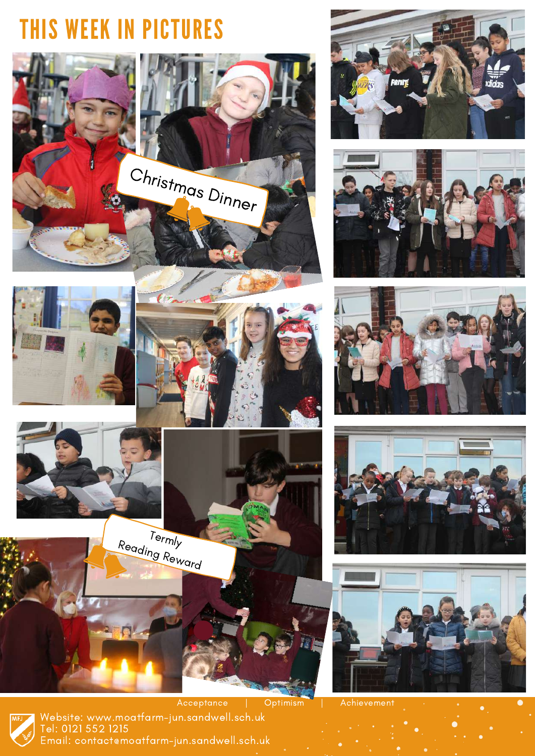# THIS WEEK IN PICTURES

Christmas Dinner

Termly Reading Reward

Acceptance | Optimism | Achievement

Website: www.moatfarm-jun.sandwell.sch.uk
Tel: 0121 552 1215
Email: contact@moatfarm-jun.sandwell.sch.uk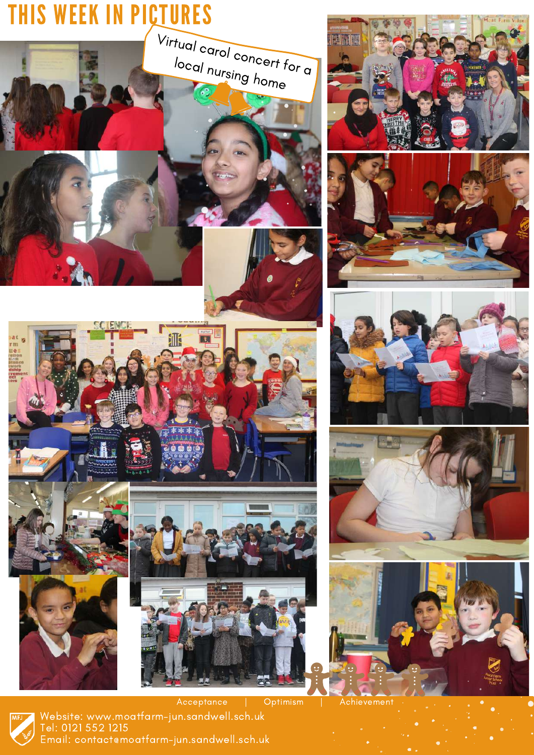# THIS WEEK IN PICTURES

Virtual carol concert for a local nursing home

Acceptance | Optimism | Achievement

Website: www.moatfarm-jun.sandwell.sch.uk
Tel: 0121 552 1215
Email: contact@moatfarm-jun.sandwell.sch.uk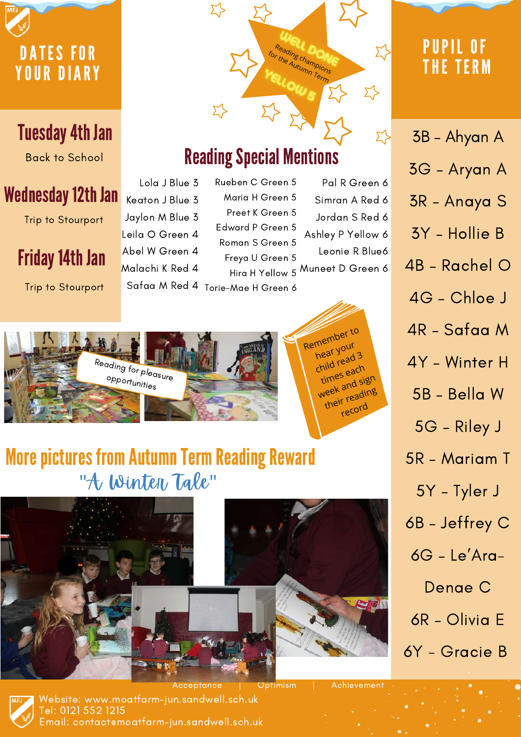## DATES FOR YOUR DIARY

**Tuesday 4th Jan**
Back to School

**Wednesday 12th Jan**
Trip to Stourport

**Friday 14th Jan**
Trip to Stourport

WELL DONE
Reading champions for the Autumn Term
YELLOW 5

## Reading Special Mentions

- Lola J Blue 3
- Keaton J Blue 3
- Jaylon M Blue 3
- Leila O Green 4
- Abel W Green 4
- Malachi K Red 4
- Safaa M Red 4
- Rueben C Green 5
- Maria H Green 5
- Preet K Green 5
- Edward P Green 5
- Roman S Green 5
- Freya U Green 5
- Hira H Yellow 5
- Torie-Mae H Green 6
- Pal R Green 6
- Simran A Red 6
- Jordan S Red 6
- Ashley P Yellow 6
- Leonie R Blue6
- Muneet D Green 6

Reading for pleasure opportunities

Remember to hear your child read 3 times each week and sign their reading record

## More pictures from Autumn Term Reading Reward

### "A Winter Tale"

## PUPIL OF THE TERM

- 3B - Ahyan A
- 3G - Aryan A
- 3R - Anaya S
- 3Y - Hollie B
- 4B - Rachel O
- 4G - Chloe J
- 4R - Safaa M
- 4Y - Winter H
- 5B - Bella W
- 5G - Riley J
- 5R - Mariam T
- 5Y - Tyler J
- 6B - Jeffrey C
- 6G - Le'Ara-Denae C
- 6R - Olivia E
- 6Y - Gracie B

Acceptance | Optimism | Achievement

Website: www.moatfarm-jun.sandwell.sch.uk
Tel: 0121 552 1215
Email: contact@moatfarm-jun.sandwell.sch.uk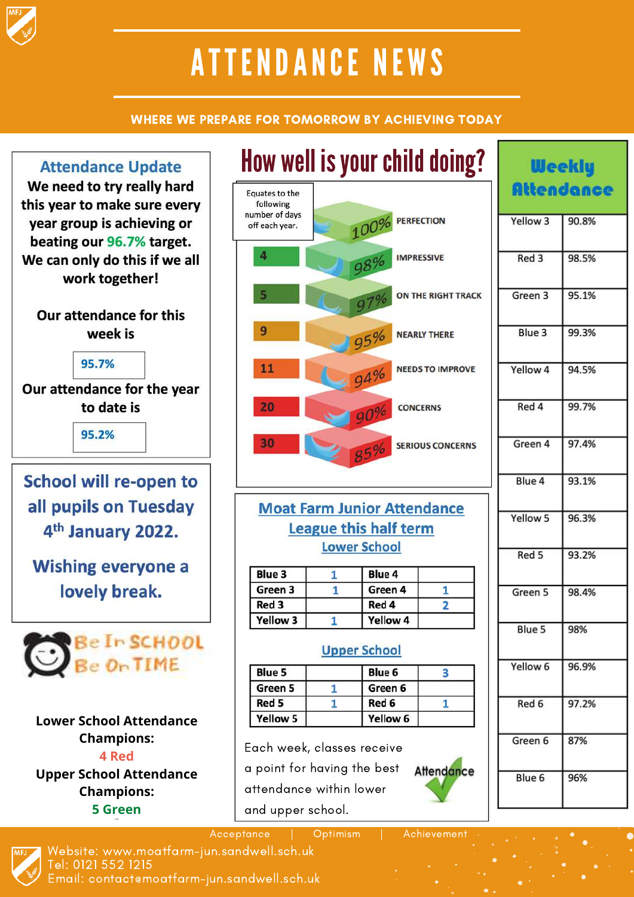# ATTENDANCE NEWS

WHERE WE PREPARE FOR TOMORROW BY ACHIEVING TODAY

## Attendance Update

**We need to try really hard this year to make sure every year group is achieving or beating our 96.7% target. We can only do this if we all work together!**

**Our attendance for this week is**

95.7%

**Our attendance for the year to date is**

95.2%

**School will re-open to all pupils on Tuesday 4th January 2022.**

**Wishing everyone a lovely break.**

Be In SCHOOL Be On TIME

**Lower School Attendance Champions:**
**4 Red**

**Upper School Attendance Champions:**
**5 Green**

## How well is your child doing?

Equates to the following number of days off each year.

100% PERFECTION

4 98% IMPRESSIVE

5 97% ON THE RIGHT TRACK

9 95% NEARLY THERE

11 94% NEEDS TO IMPROVE

20 90% CONCERNS

30 85% SERIOUS CONCERNS

## Moat Farm Junior Attendance League this half term

### Lower School

| | | | |
|---|---|---|---|
| Blue 3 | 1 | Blue 4 | |
| Green 3 | 1 | Green 4 | 1 |
| Red 3 | | Red 4 | 2 |
| Yellow 3 | 1 | Yellow 4 | |

### Upper School

| | | | |
|---|---|---|---|
| Blue 5 | | Blue 6 | 3 |
| Green 5 | 1 | Green 6 | |
| Red 5 | 1 | Red 6 | 1 |
| Yellow 5 | | Yellow 6 | |

Each week, classes receive a point for having the best attendance within lower and upper school.

Attendance

## Weekly Attendance

| | |
|---|---|
| Yellow 3 | 90.8% |
| Red 3 | 98.5% |
| Green 3 | 95.1% |
| Blue 3 | 99.3% |
| Yellow 4 | 94.5% |
| Red 4 | 99.7% |
| Green 4 | 97.4% |
| Blue 4 | 93.1% |
| Yellow 5 | 96.3% |
| Red 5 | 93.2% |
| Green 5 | 98.4% |
| Blue 5 | 98% |
| Yellow 6 | 96.9% |
| Red 6 | 97.2% |
| Green 6 | 87% |
| Blue 6 | 96% |

Acceptance | Optimism | Achievement

Website: www.moatfarm-jun.sandwell.sch.uk
Tel: 0121 552 1215
Email: contact@moatfarm-jun.sandwell.sch.uk